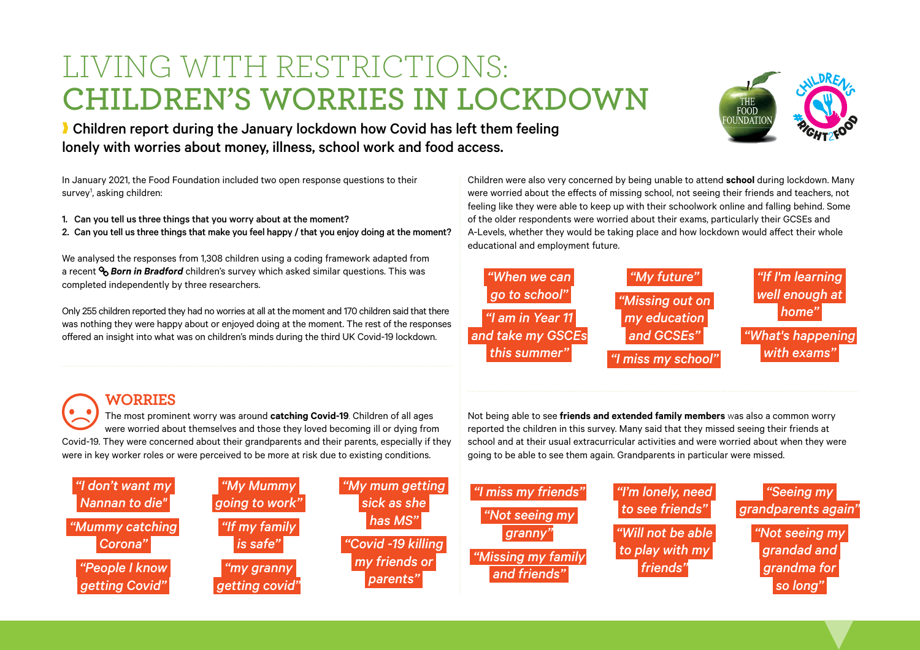# LIVING WITH RESTRICTIONS: CHILDREN'S WORRIES IN LOCKDOWN

**Children report during the January lockdown how Covid has left them feeling lonely with worries about money, illness, school work and food access.**

In January 2021, the Food Foundation included two open response questions to their survey[1], asking children:

1. **Can you tell us three things that you worry about at the moment?**
2. **Can you tell us three things that make you feel happy / that you enjoy doing at the moment?**

We analysed the responses from 1,308 children using a coding framework adapted from a recent ***Born in Bradford*** children's survey which asked similar questions. This was completed independently by three researchers.

Only 255 children reported they had no worries at all at the moment and 170 children said that there was nothing they were happy about or enjoyed doing at the moment. The rest of the responses offered an insight into what was on children's minds during the third UK Covid-19 lockdown.

## WORRIES

The most prominent worry was around **catching Covid-19**. Children of all ages were worried about themselves and those they loved becoming ill or dying from Covid-19. They were concerned about their grandparents and their parents, especially if they were in key worker roles or were perceived to be more at risk due to existing conditions.

*"I don't want my Nannan to die"*

*"Mummy catching Corona"*

*"People I know getting Covid"*

*"My Mummy going to work"*

*"If my family is safe"*

*"my granny getting covid"*

*"My mum getting sick as she has MS"*

*"Covid -19 killing my friends or parents"*

Children were also very concerned by being unable to attend **school** during lockdown. Many were worried about the effects of missing school, not seeing their friends and teachers, not feeling like they were able to keep up with their schoolwork online and falling behind. Some of the older respondents were worried about their exams, particularly their GCSEs and A-Levels, whether they would be taking place and how lockdown would affect their whole educational and employment future.

*"When we can go to school"*

*"I am in Year 11 and take my GSCEs this summer"*

*"My future"*

*"Missing out on my education and GCSEs"*

*"I miss my school"*

*"If I'm learning well enough at home"*

*"What's happening with exams"*

Not being able to see **friends and extended family members** was also a common worry reported the children in this survey. Many said that they missed seeing their friends at school and at their usual extracurricular activities and were worried about when they were going to be able to see them again. Grandparents in particular were missed.

*"I miss my friends"*

*"Not seeing my granny"*

*"Missing my family and friends"*

*"I'm lonely, need to see friends"*

*"Will not be able to play with my friends"*

*"Seeing my grandparents again"*

*"Not seeing my grandad and grandma for so long"*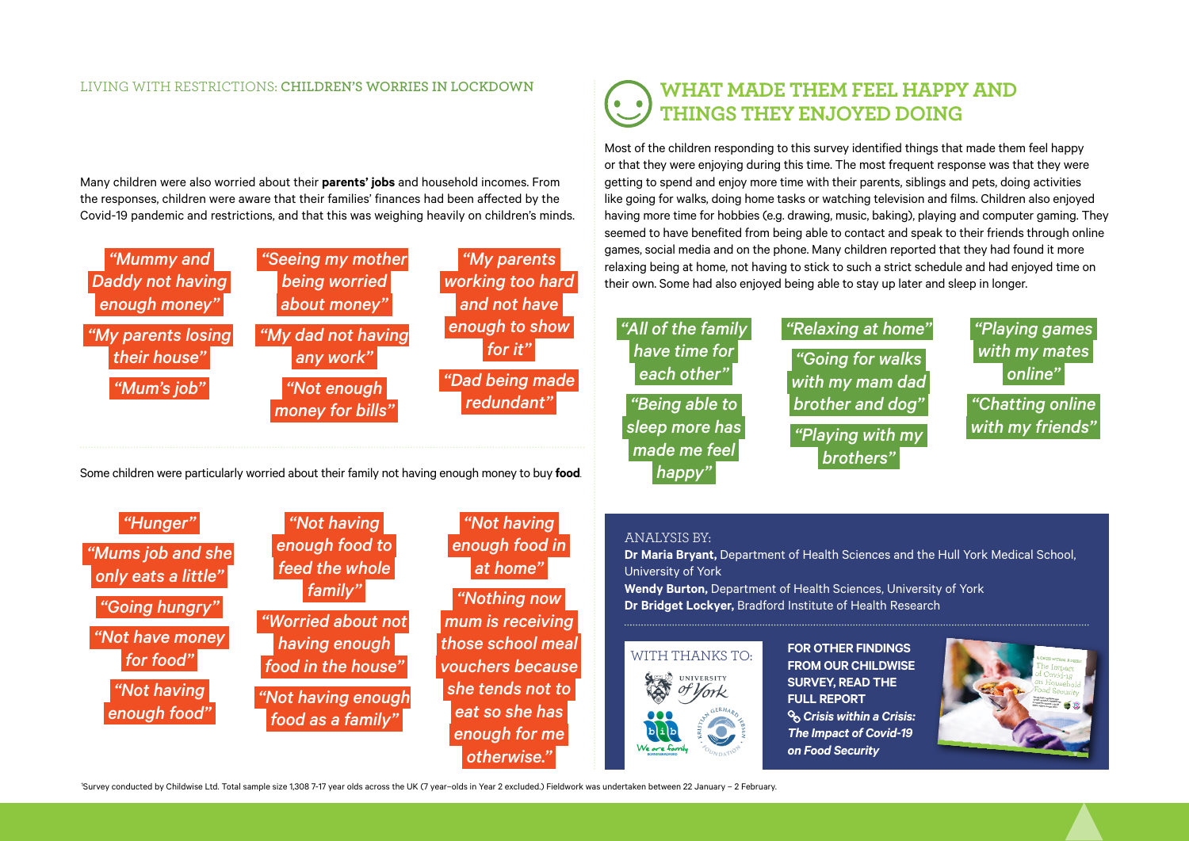LIVING WITH RESTRICTIONS: **CHILDREN'S WORRIES IN LOCKDOWN**

Many children were also worried about their **parents' jobs** and household incomes. From the responses, children were aware that their families' finances had been affected by the Covid-19 pandemic and restrictions, and that this was weighing heavily on children's minds.

*"Mummy and Daddy not having enough money"*

*"My parents losing their house"*

*"Mum's job"*

*"Seeing my mother being worried about money"*

*"My dad not having any work"*

*"Not enough money for bills"*

*"My parents working too hard and not have enough to show for it"*

*"Dad being made redundant"*

Some children were particularly worried about their family not having enough money to buy **food**.

*"Hunger"*

*"Mums job and she only eats a little"*

*"Going hungry"*

*"Not have money for food"*

*"Not having enough food"*

*"Not having enough food to feed the whole family"*

*"Worried about not having enough food in the house"*

*"Not having enough food as a family"*

*"Not having enough food in at home"*

*"Nothing now mum is receiving those school meal vouchers because she tends not to eat so she has enough for me otherwise."*

## WHAT MADE THEM FEEL HAPPY AND THINGS THEY ENJOYED DOING

Most of the children responding to this survey identified things that made them feel happy or that they were enjoying during this time. The most frequent response was that they were getting to spend and enjoy more time with their parents, siblings and pets, doing activities like going for walks, doing home tasks or watching television and films. Children also enjoyed having more time for hobbies (e.g. drawing, music, baking), playing and computer gaming. They seemed to have benefited from being able to contact and speak to their friends through online games, social media and on the phone. Many children reported that they had found it more relaxing being at home, not having to stick to such a strict schedule and had enjoyed time on their own. Some had also enjoyed being able to stay up later and sleep in longer.

*"All of the family have time for each other"*

*"Being able to sleep more has made me feel happy"*

*"Relaxing at home"*

*"Going for walks with my mam dad brother and dog"*

*"Playing with my brothers"*

*"Playing games with my mates online"*

*"Chatting online with my friends"*

ANALYSIS BY:

**Dr Maria Bryant,** Department of Health Sciences and the Hull York Medical School, University of York

**Wendy Burton,** Department of Health Sciences, University of York

**Dr Bridget Lockyer,** Bradford Institute of Health Research

WITH THANKS TO:

University of York

bib – We are family

Kristian Gerhard Jebsen Foundation

**FOR OTHER FINDINGS FROM OUR CHILDWISE SURVEY, READ THE FULL REPORT**

***Crisis within a Crisis: The Impact of Covid-19 on Food Security***

[1]Survey conducted by Childwise Ltd. Total sample size 1,308 7-17 year olds across the UK (7 year–olds in Year 2 excluded.) Fieldwork was undertaken between 22 January – 2 February.